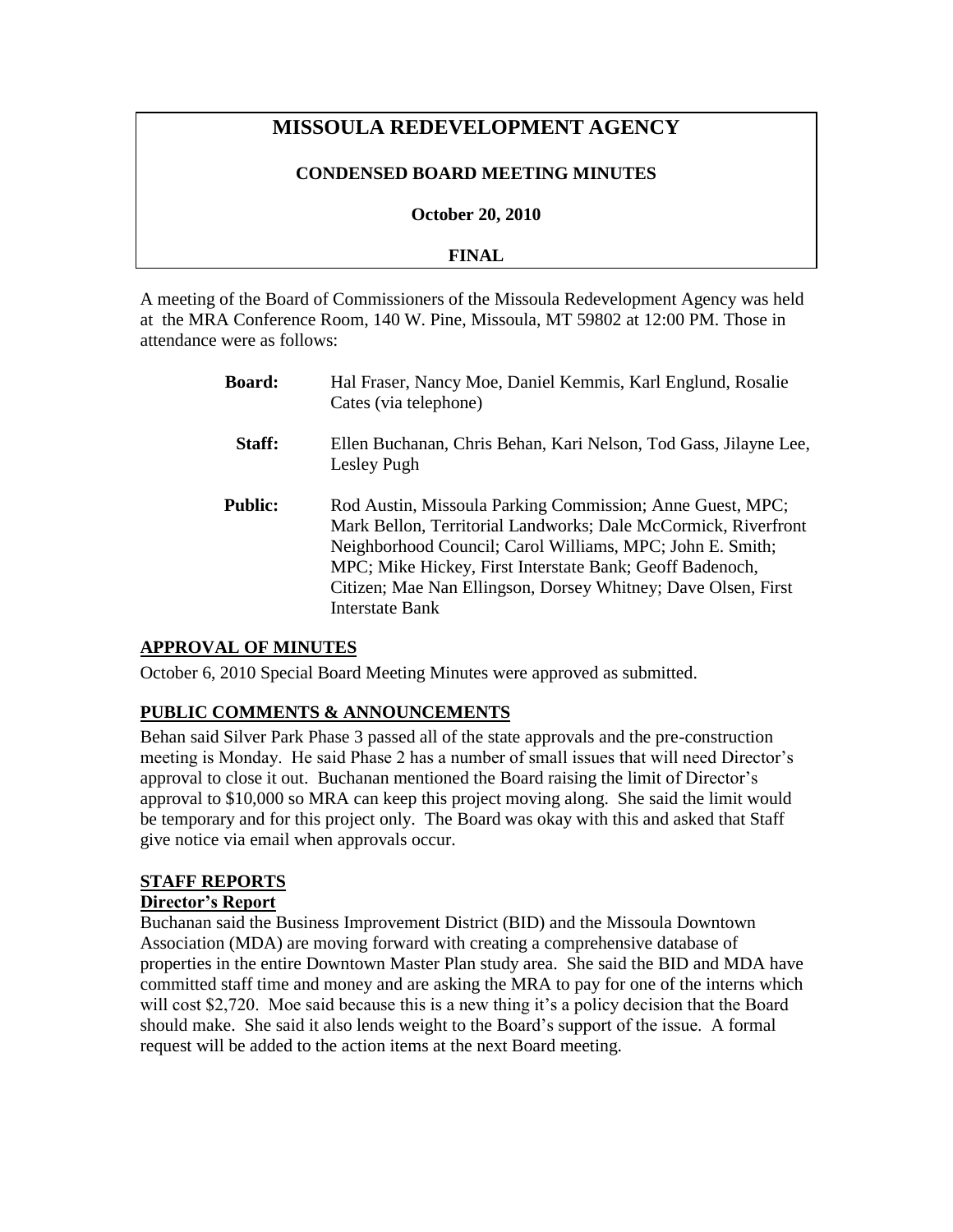# MISSOULA REDEVELOPMENT AGENCY

**CONDENSED BOARD MEETING MINUTES**

**October 20, 2010**

**FINAL**

A meeting of the Board of Commissioners of the Missoula Redevelopment Agency was held at the MRA Conference Room, 140 W. Pine, Missoula, MT 59802 at 12:00 PM. Those in attendance were as follows:

**Board:** Hal Fraser, Nancy Moe, Daniel Kemmis, Karl Englund, Rosalie Cates (via telephone)

**Staff:** Ellen Buchanan, Chris Behan, Kari Nelson, Tod Gass, Jilayne Lee, Lesley Pugh

**Public:** Rod Austin, Missoula Parking Commission; Anne Guest, MPC; Mark Bellon, Territorial Landworks; Dale McCormick, Riverfront Neighborhood Council; Carol Williams, MPC; John E. Smith; MPC; Mike Hickey, First Interstate Bank; Geoff Badenoch, Citizen; Mae Nan Ellingson, Dorsey Whitney; Dave Olsen, First Interstate Bank

## APPROVAL OF MINUTES

October 6, 2010 Special Board Meeting Minutes were approved as submitted.

## PUBLIC COMMENTS & ANNOUNCEMENTS

Behan said Silver Park Phase 3 passed all of the state approvals and the pre-construction meeting is Monday. He said Phase 2 has a number of small issues that will need Director's approval to close it out. Buchanan mentioned the Board raising the limit of Director's approval to $10,000 so MRA can keep this project moving along. She said the limit would be temporary and for this project only. The Board was okay with this and asked that Staff give notice via email when approvals occur.

## STAFF REPORTS

### Director's Report

Buchanan said the Business Improvement District (BID) and the Missoula Downtown Association (MDA) are moving forward with creating a comprehensive database of properties in the entire Downtown Master Plan study area. She said the BID and MDA have committed staff time and money and are asking the MRA to pay for one of the interns which will cost $2,720. Moe said because this is a new thing it's a policy decision that the Board should make. She said it also lends weight to the Board's support of the issue. A formal request will be added to the action items at the next Board meeting.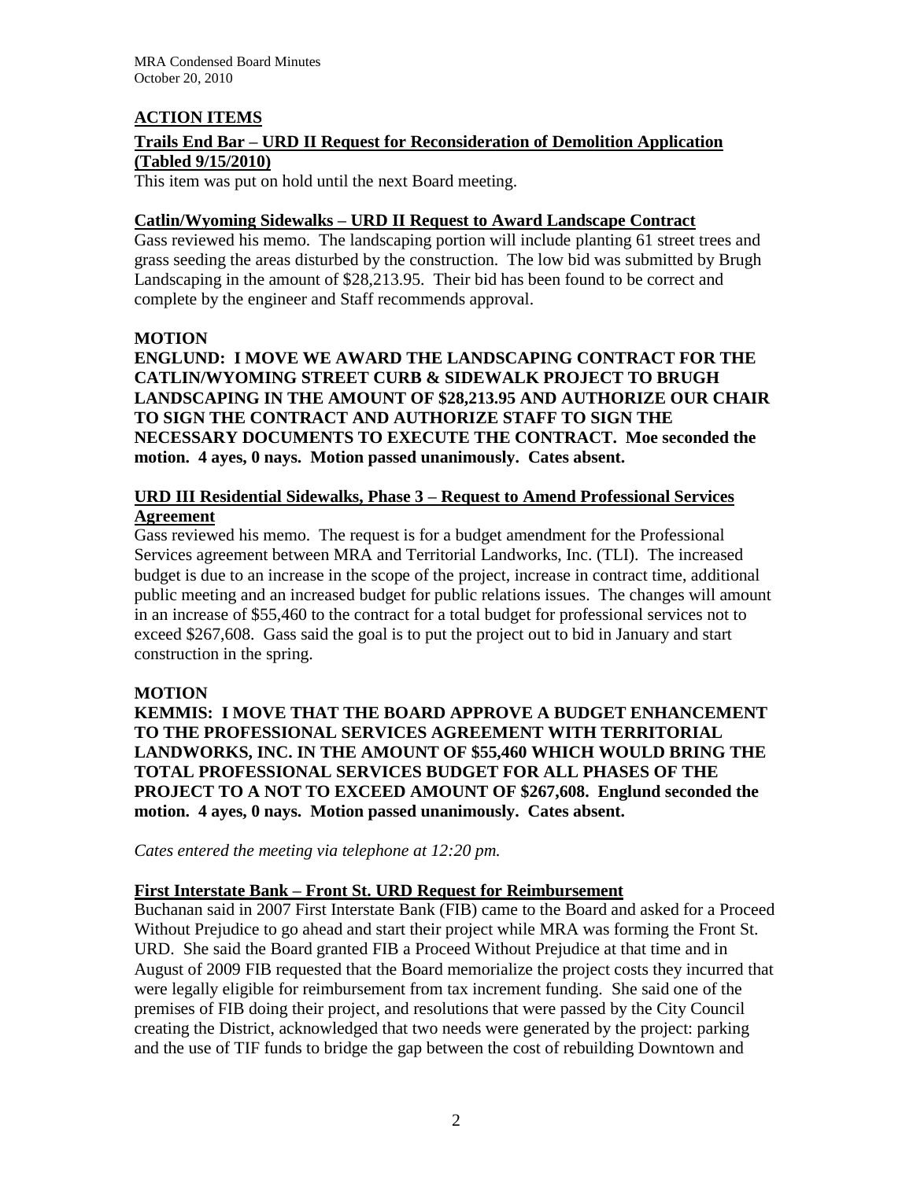## ACTION ITEMS

**Trails End Bar – URD II Request for Reconsideration of Demolition Application (Tabled 9/15/2010)**

This item was put on hold until the next Board meeting.

**Catlin/Wyoming Sidewalks – URD II Request to Award Landscape Contract**

Gass reviewed his memo. The landscaping portion will include planting 61 street trees and grass seeding the areas disturbed by the construction. The low bid was submitted by Brugh Landscaping in the amount of $28,213.95. Their bid has been found to be correct and complete by the engineer and Staff recommends approval.

**MOTION**

**ENGLUND: I MOVE WE AWARD THE LANDSCAPING CONTRACT FOR THE CATLIN/WYOMING STREET CURB & SIDEWALK PROJECT TO BRUGH LANDSCAPING IN THE AMOUNT OF $28,213.95 AND AUTHORIZE OUR CHAIR TO SIGN THE CONTRACT AND AUTHORIZE STAFF TO SIGN THE NECESSARY DOCUMENTS TO EXECUTE THE CONTRACT. Moe seconded the motion. 4 ayes, 0 nays. Motion passed unanimously. Cates absent.**

**URD III Residential Sidewalks, Phase 3 – Request to Amend Professional Services Agreement**

Gass reviewed his memo. The request is for a budget amendment for the Professional Services agreement between MRA and Territorial Landworks, Inc. (TLI). The increased budget is due to an increase in the scope of the project, increase in contract time, additional public meeting and an increased budget for public relations issues. The changes will amount in an increase of $55,460 to the contract for a total budget for professional services not to exceed $267,608. Gass said the goal is to put the project out to bid in January and start construction in the spring.

**MOTION**

**KEMMIS: I MOVE THAT THE BOARD APPROVE A BUDGET ENHANCEMENT TO THE PROFESSIONAL SERVICES AGREEMENT WITH TERRITORIAL LANDWORKS, INC. IN THE AMOUNT OF $55,460 WHICH WOULD BRING THE TOTAL PROFESSIONAL SERVICES BUDGET FOR ALL PHASES OF THE PROJECT TO A NOT TO EXCEED AMOUNT OF $267,608. Englund seconded the motion. 4 ayes, 0 nays. Motion passed unanimously. Cates absent.**

*Cates entered the meeting via telephone at 12:20 pm.*

**First Interstate Bank – Front St. URD Request for Reimbursement**

Buchanan said in 2007 First Interstate Bank (FIB) came to the Board and asked for a Proceed Without Prejudice to go ahead and start their project while MRA was forming the Front St. URD. She said the Board granted FIB a Proceed Without Prejudice at that time and in August of 2009 FIB requested that the Board memorialize the project costs they incurred that were legally eligible for reimbursement from tax increment funding. She said one of the premises of FIB doing their project, and resolutions that were passed by the City Council creating the District, acknowledged that two needs were generated by the project: parking and the use of TIF funds to bridge the gap between the cost of rebuilding Downtown and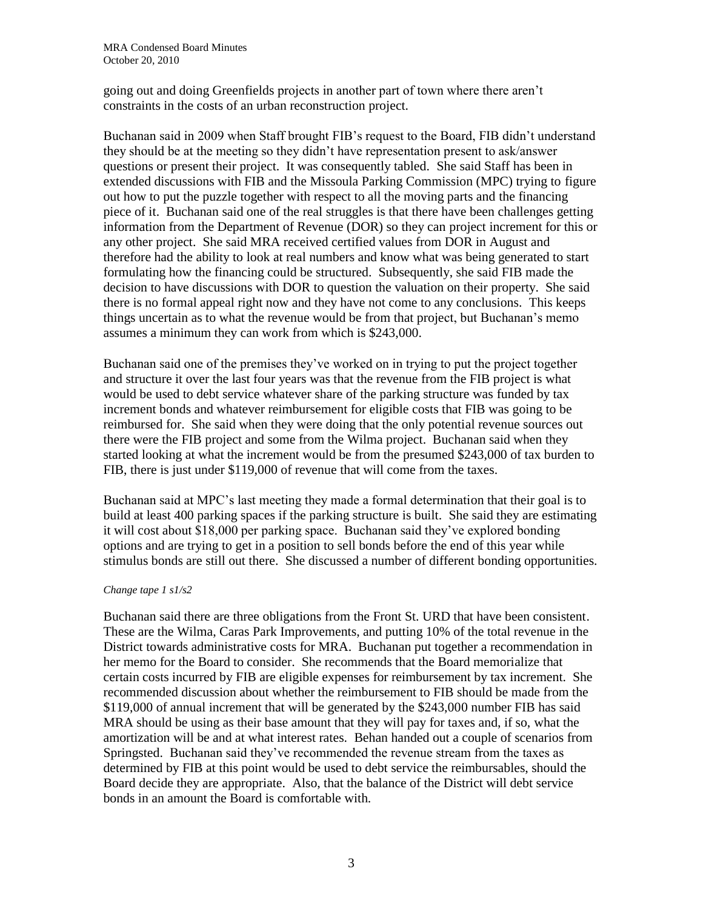going out and doing Greenfields projects in another part of town where there aren't constraints in the costs of an urban reconstruction project.

Buchanan said in 2009 when Staff brought FIB's request to the Board, FIB didn't understand they should be at the meeting so they didn't have representation present to ask/answer questions or present their project. It was consequently tabled. She said Staff has been in extended discussions with FIB and the Missoula Parking Commission (MPC) trying to figure out how to put the puzzle together with respect to all the moving parts and the financing piece of it. Buchanan said one of the real struggles is that there have been challenges getting information from the Department of Revenue (DOR) so they can project increment for this or any other project. She said MRA received certified values from DOR in August and therefore had the ability to look at real numbers and know what was being generated to start formulating how the financing could be structured. Subsequently, she said FIB made the decision to have discussions with DOR to question the valuation on their property. She said there is no formal appeal right now and they have not come to any conclusions. This keeps things uncertain as to what the revenue would be from that project, but Buchanan's memo assumes a minimum they can work from which is $243,000.

Buchanan said one of the premises they've worked on in trying to put the project together and structure it over the last four years was that the revenue from the FIB project is what would be used to debt service whatever share of the parking structure was funded by tax increment bonds and whatever reimbursement for eligible costs that FIB was going to be reimbursed for. She said when they were doing that the only potential revenue sources out there were the FIB project and some from the Wilma project. Buchanan said when they started looking at what the increment would be from the presumed $243,000 of tax burden to FIB, there is just under $119,000 of revenue that will come from the taxes.

Buchanan said at MPC's last meeting they made a formal determination that their goal is to build at least 400 parking spaces if the parking structure is built. She said they are estimating it will cost about $18,000 per parking space. Buchanan said they've explored bonding options and are trying to get in a position to sell bonds before the end of this year while stimulus bonds are still out there. She discussed a number of different bonding opportunities.

*Change tape 1 s1/s2*

Buchanan said there are three obligations from the Front St. URD that have been consistent. These are the Wilma, Caras Park Improvements, and putting 10% of the total revenue in the District towards administrative costs for MRA. Buchanan put together a recommendation in her memo for the Board to consider. She recommends that the Board memorialize that certain costs incurred by FIB are eligible expenses for reimbursement by tax increment. She recommended discussion about whether the reimbursement to FIB should be made from the $119,000 of annual increment that will be generated by the $243,000 number FIB has said MRA should be using as their base amount that they will pay for taxes and, if so, what the amortization will be and at what interest rates. Behan handed out a couple of scenarios from Springsted. Buchanan said they've recommended the revenue stream from the taxes as determined by FIB at this point would be used to debt service the reimbursables, should the Board decide they are appropriate. Also, that the balance of the District will debt service bonds in an amount the Board is comfortable with.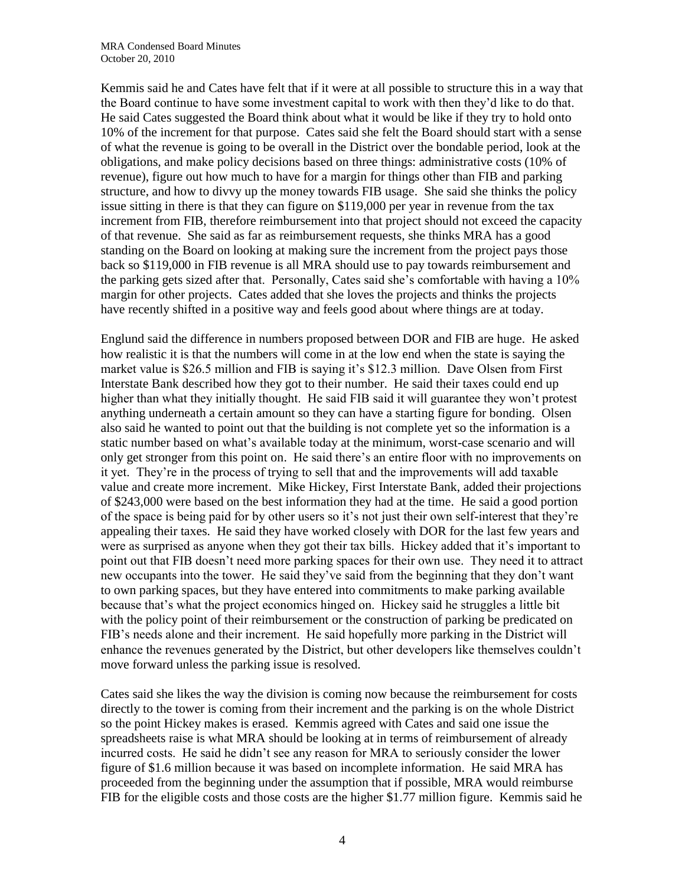Kemmis said he and Cates have felt that if it were at all possible to structure this in a way that the Board continue to have some investment capital to work with then they'd like to do that. He said Cates suggested the Board think about what it would be like if they try to hold onto 10% of the increment for that purpose. Cates said she felt the Board should start with a sense of what the revenue is going to be overall in the District over the bondable period, look at the obligations, and make policy decisions based on three things: administrative costs (10% of revenue), figure out how much to have for a margin for things other than FIB and parking structure, and how to divvy up the money towards FIB usage. She said she thinks the policy issue sitting in there is that they can figure on $119,000 per year in revenue from the tax increment from FIB, therefore reimbursement into that project should not exceed the capacity of that revenue. She said as far as reimbursement requests, she thinks MRA has a good standing on the Board on looking at making sure the increment from the project pays those back so $119,000 in FIB revenue is all MRA should use to pay towards reimbursement and the parking gets sized after that. Personally, Cates said she's comfortable with having a 10% margin for other projects. Cates added that she loves the projects and thinks the projects have recently shifted in a positive way and feels good about where things are at today.

Englund said the difference in numbers proposed between DOR and FIB are huge. He asked how realistic it is that the numbers will come in at the low end when the state is saying the market value is $26.5 million and FIB is saying it's $12.3 million. Dave Olsen from First Interstate Bank described how they got to their number. He said their taxes could end up higher than what they initially thought. He said FIB said it will guarantee they won't protest anything underneath a certain amount so they can have a starting figure for bonding. Olsen also said he wanted to point out that the building is not complete yet so the information is a static number based on what's available today at the minimum, worst-case scenario and will only get stronger from this point on. He said there's an entire floor with no improvements on it yet. They're in the process of trying to sell that and the improvements will add taxable value and create more increment. Mike Hickey, First Interstate Bank, added their projections of $243,000 were based on the best information they had at the time. He said a good portion of the space is being paid for by other users so it's not just their own self-interest that they're appealing their taxes. He said they have worked closely with DOR for the last few years and were as surprised as anyone when they got their tax bills. Hickey added that it's important to point out that FIB doesn't need more parking spaces for their own use. They need it to attract new occupants into the tower. He said they've said from the beginning that they don't want to own parking spaces, but they have entered into commitments to make parking available because that's what the project economics hinged on. Hickey said he struggles a little bit with the policy point of their reimbursement or the construction of parking be predicated on FIB's needs alone and their increment. He said hopefully more parking in the District will enhance the revenues generated by the District, but other developers like themselves couldn't move forward unless the parking issue is resolved.

Cates said she likes the way the division is coming now because the reimbursement for costs directly to the tower is coming from their increment and the parking is on the whole District so the point Hickey makes is erased. Kemmis agreed with Cates and said one issue the spreadsheets raise is what MRA should be looking at in terms of reimbursement of already incurred costs. He said he didn't see any reason for MRA to seriously consider the lower figure of $1.6 million because it was based on incomplete information. He said MRA has proceeded from the beginning under the assumption that if possible, MRA would reimburse FIB for the eligible costs and those costs are the higher $1.77 million figure. Kemmis said he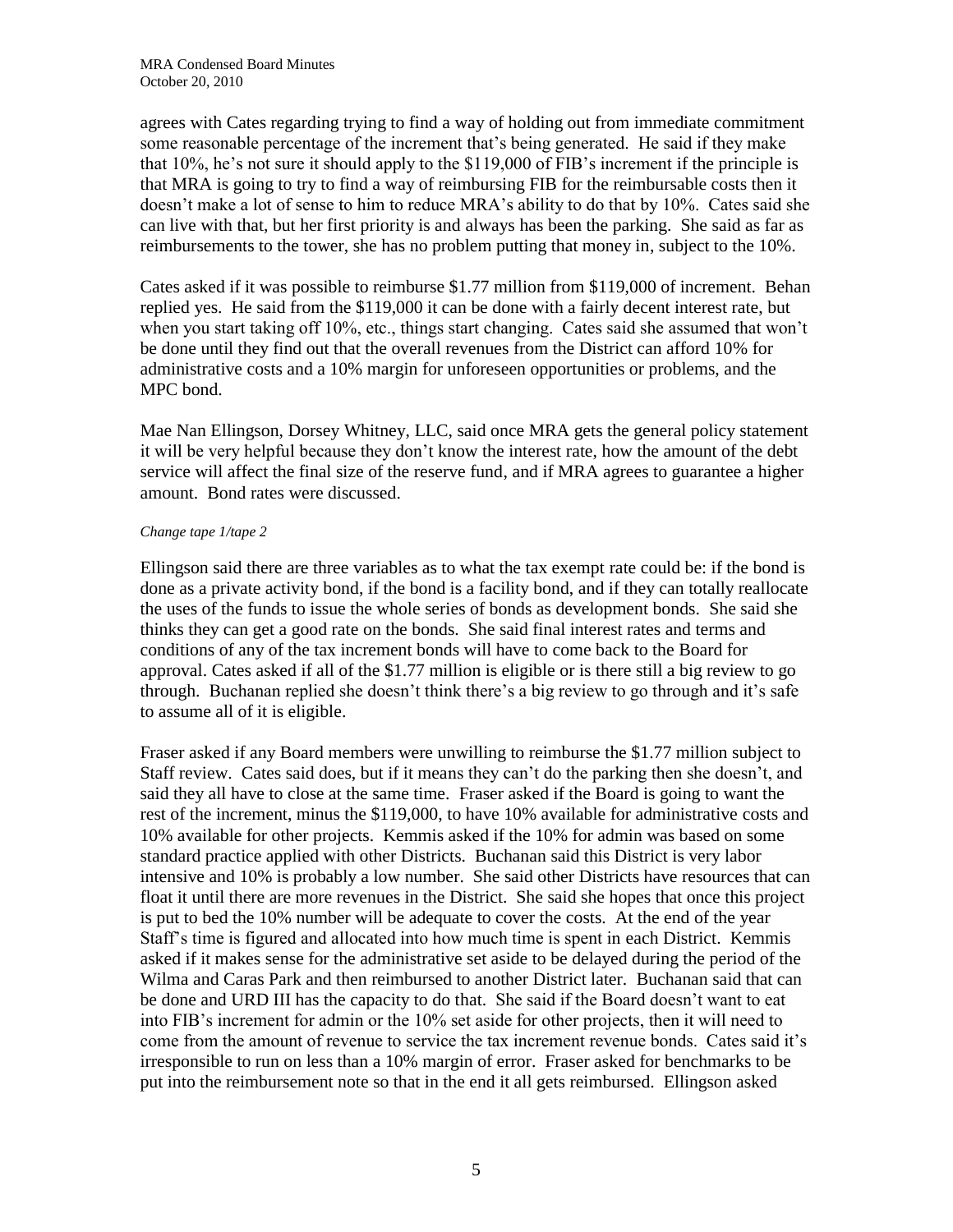agrees with Cates regarding trying to find a way of holding out from immediate commitment some reasonable percentage of the increment that's being generated. He said if they make that 10%, he's not sure it should apply to the $119,000 of FIB's increment if the principle is that MRA is going to try to find a way of reimbursing FIB for the reimbursable costs then it doesn't make a lot of sense to him to reduce MRA's ability to do that by 10%. Cates said she can live with that, but her first priority is and always has been the parking. She said as far as reimbursements to the tower, she has no problem putting that money in, subject to the 10%.

Cates asked if it was possible to reimburse $1.77 million from $119,000 of increment. Behan replied yes. He said from the $119,000 it can be done with a fairly decent interest rate, but when you start taking off 10%, etc., things start changing. Cates said she assumed that won't be done until they find out that the overall revenues from the District can afford 10% for administrative costs and a 10% margin for unforeseen opportunities or problems, and the MPC bond.

Mae Nan Ellingson, Dorsey Whitney, LLC, said once MRA gets the general policy statement it will be very helpful because they don't know the interest rate, how the amount of the debt service will affect the final size of the reserve fund, and if MRA agrees to guarantee a higher amount. Bond rates were discussed.

*Change tape 1/tape 2*

Ellingson said there are three variables as to what the tax exempt rate could be: if the bond is done as a private activity bond, if the bond is a facility bond, and if they can totally reallocate the uses of the funds to issue the whole series of bonds as development bonds. She said she thinks they can get a good rate on the bonds. She said final interest rates and terms and conditions of any of the tax increment bonds will have to come back to the Board for approval. Cates asked if all of the $1.77 million is eligible or is there still a big review to go through. Buchanan replied she doesn't think there's a big review to go through and it's safe to assume all of it is eligible.

Fraser asked if any Board members were unwilling to reimburse the $1.77 million subject to Staff review. Cates said does, but if it means they can't do the parking then she doesn't, and said they all have to close at the same time. Fraser asked if the Board is going to want the rest of the increment, minus the $119,000, to have 10% available for administrative costs and 10% available for other projects. Kemmis asked if the 10% for admin was based on some standard practice applied with other Districts. Buchanan said this District is very labor intensive and 10% is probably a low number. She said other Districts have resources that can float it until there are more revenues in the District. She said she hopes that once this project is put to bed the 10% number will be adequate to cover the costs. At the end of the year Staff's time is figured and allocated into how much time is spent in each District. Kemmis asked if it makes sense for the administrative set aside to be delayed during the period of the Wilma and Caras Park and then reimbursed to another District later. Buchanan said that can be done and URD III has the capacity to do that. She said if the Board doesn't want to eat into FIB's increment for admin or the 10% set aside for other projects, then it will need to come from the amount of revenue to service the tax increment revenue bonds. Cates said it's irresponsible to run on less than a 10% margin of error. Fraser asked for benchmarks to be put into the reimbursement note so that in the end it all gets reimbursed. Ellingson asked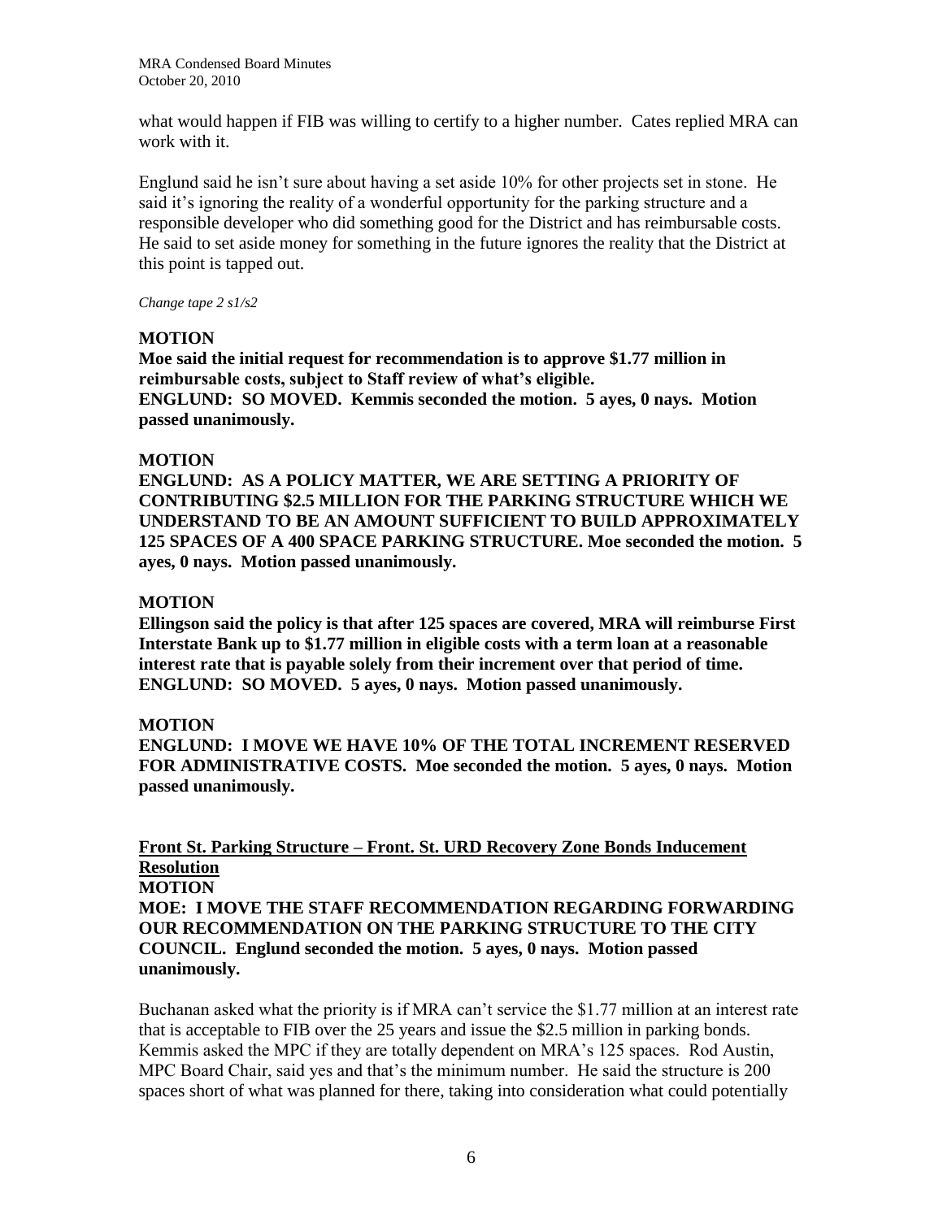what would happen if FIB was willing to certify to a higher number. Cates replied MRA can work with it.

Englund said he isn't sure about having a set aside 10% for other projects set in stone. He said it's ignoring the reality of a wonderful opportunity for the parking structure and a responsible developer who did something good for the District and has reimbursable costs. He said to set aside money for something in the future ignores the reality that the District at this point is tapped out.

*Change tape 2 s1/s2*

**MOTION**

**Moe said the initial request for recommendation is to approve $1.77 million in reimbursable costs, subject to Staff review of what's eligible.**
**ENGLUND: SO MOVED. Kemmis seconded the motion. 5 ayes, 0 nays. Motion passed unanimously.**

**MOTION**

**ENGLUND: AS A POLICY MATTER, WE ARE SETTING A PRIORITY OF CONTRIBUTING $2.5 MILLION FOR THE PARKING STRUCTURE WHICH WE UNDERSTAND TO BE AN AMOUNT SUFFICIENT TO BUILD APPROXIMATELY 125 SPACES OF A 400 SPACE PARKING STRUCTURE. Moe seconded the motion. 5 ayes, 0 nays. Motion passed unanimously.**

**MOTION**

**Ellingson said the policy is that after 125 spaces are covered, MRA will reimburse First Interstate Bank up to $1.77 million in eligible costs with a term loan at a reasonable interest rate that is payable solely from their increment over that period of time. ENGLUND: SO MOVED. 5 ayes, 0 nays. Motion passed unanimously.**

**MOTION**

**ENGLUND: I MOVE WE HAVE 10% OF THE TOTAL INCREMENT RESERVED FOR ADMINISTRATIVE COSTS. Moe seconded the motion. 5 ayes, 0 nays. Motion passed unanimously.**

**<u>Front St. Parking Structure – Front. St. URD Recovery Zone Bonds Inducement Resolution</u>**

**MOTION**

**MOE: I MOVE THE STAFF RECOMMENDATION REGARDING FORWARDING OUR RECOMMENDATION ON THE PARKING STRUCTURE TO THE CITY COUNCIL. Englund seconded the motion. 5 ayes, 0 nays. Motion passed unanimously.**

Buchanan asked what the priority is if MRA can't service the $1.77 million at an interest rate that is acceptable to FIB over the 25 years and issue the $2.5 million in parking bonds. Kemmis asked the MPC if they are totally dependent on MRA's 125 spaces. Rod Austin, MPC Board Chair, said yes and that's the minimum number. He said the structure is 200 spaces short of what was planned for there, taking into consideration what could potentially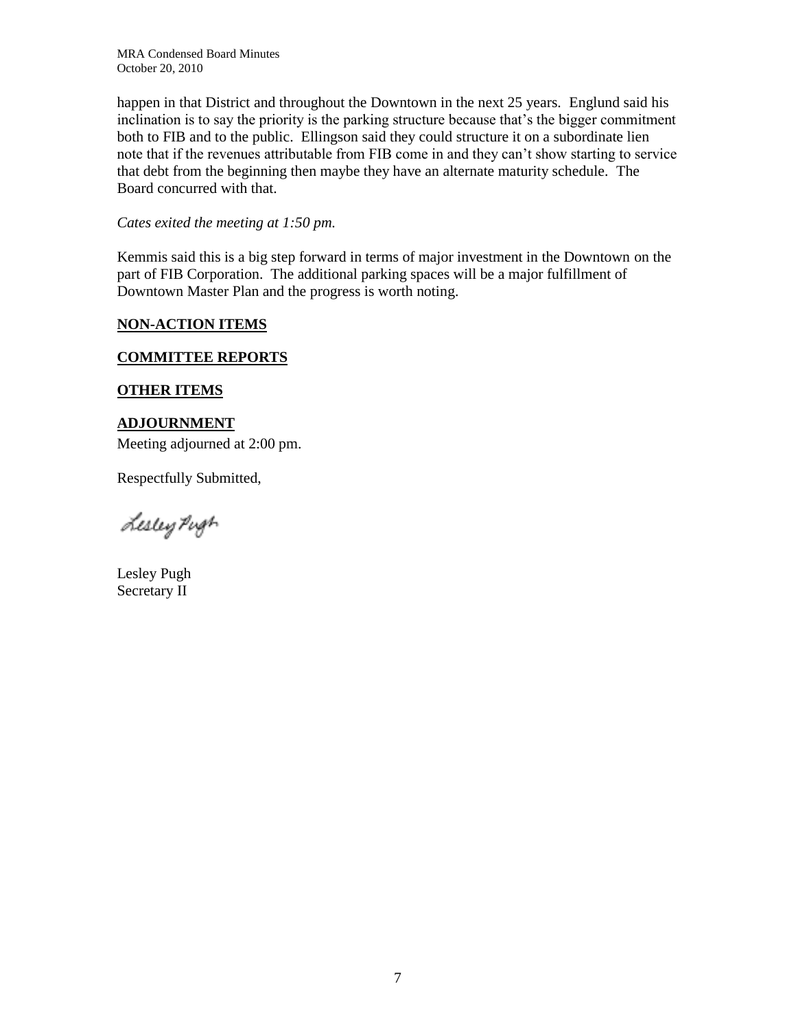happen in that District and throughout the Downtown in the next 25 years. Englund said his inclination is to say the priority is the parking structure because that's the bigger commitment both to FIB and to the public. Ellingson said they could structure it on a subordinate lien note that if the revenues attributable from FIB come in and they can't show starting to service that debt from the beginning then maybe they have an alternate maturity schedule. The Board concurred with that.

*Cates exited the meeting at 1:50 pm.*

Kemmis said this is a big step forward in terms of major investment in the Downtown on the part of FIB Corporation. The additional parking spaces will be a major fulfillment of Downtown Master Plan and the progress is worth noting.

## NON-ACTION ITEMS

## COMMITTEE REPORTS

## OTHER ITEMS

## ADJOURNMENT

Meeting adjourned at 2:00 pm.

Respectfully Submitted,

Lesley Pugh

Lesley Pugh
Secretary II